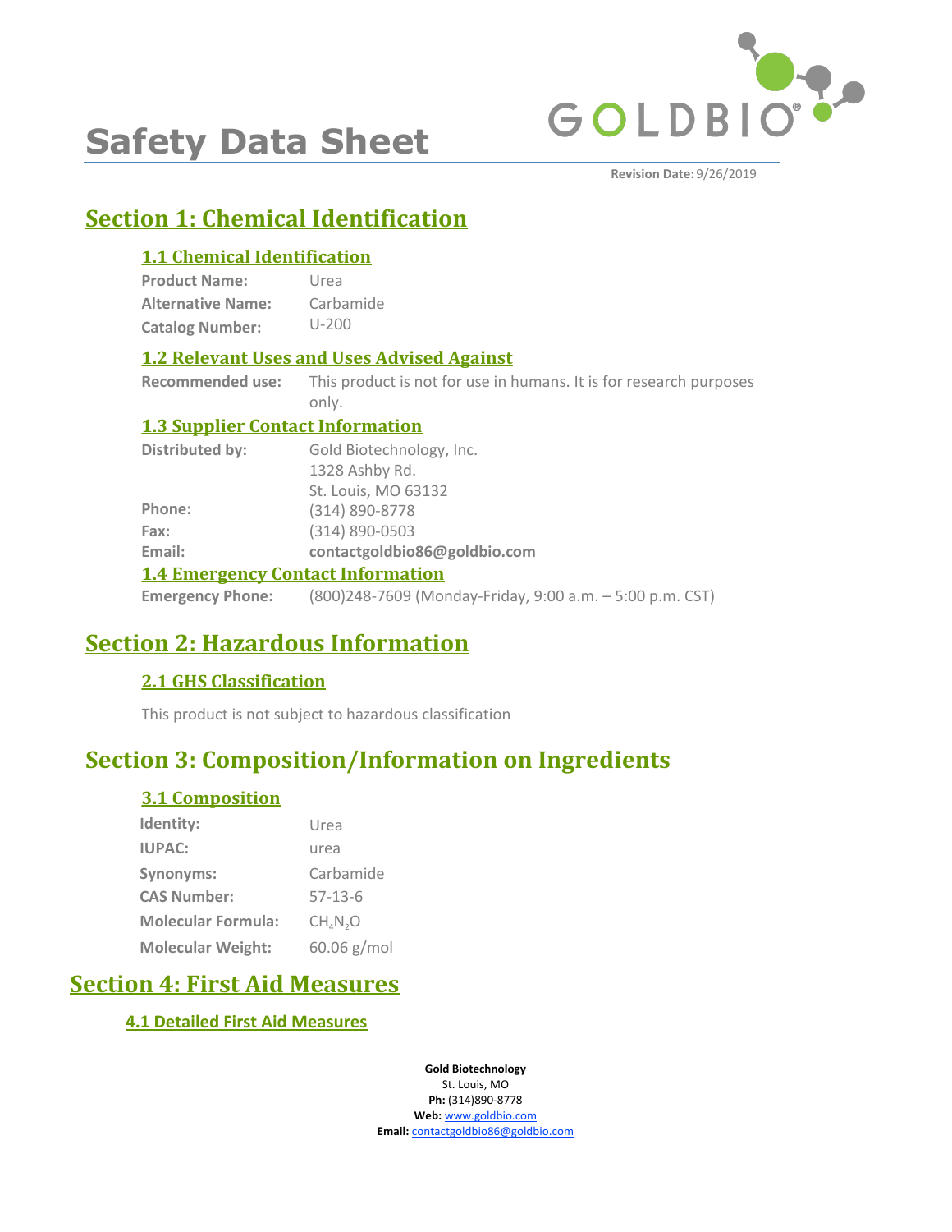# Safety Data Sheet

**Revision Date:** 9/26/2019

## Section 1: Chemical Identification

### 1.1 Chemical Identification

**Product Name:** Urea
**Alternative Name:** Carbamide
**Catalog Number:** U-200

### 1.2 Relevant Uses and Uses Advised Against

**Recommended use:** This product is not for use in humans. It is for research purposes only.

### 1.3 Supplier Contact Information

**Distributed by:** Gold Biotechnology, Inc.
1328 Ashby Rd.
St. Louis, MO 63132
**Phone:** (314) 890-8778
**Fax:** (314) 890-0503
**Email:** **contactgoldbio86@goldbio.com**

### 1.4 Emergency Contact Information

**Emergency Phone:** (800)248-7609 (Monday-Friday, 9:00 a.m. – 5:00 p.m. CST)

## Section 2: Hazardous Information

### 2.1 GHS Classification

This product is not subject to hazardous classification

## Section 3: Composition/Information on Ingredients

### 3.1 Composition

**Identity:** Urea
**IUPAC:** urea
**Synonyms:** Carbamide
**CAS Number:** 57-13-6
**Molecular Formula:** $CH_4N_2O$
**Molecular Weight:** 60.06 g/mol

## Section 4: First Aid Measures

### 4.1 Detailed First Aid Measures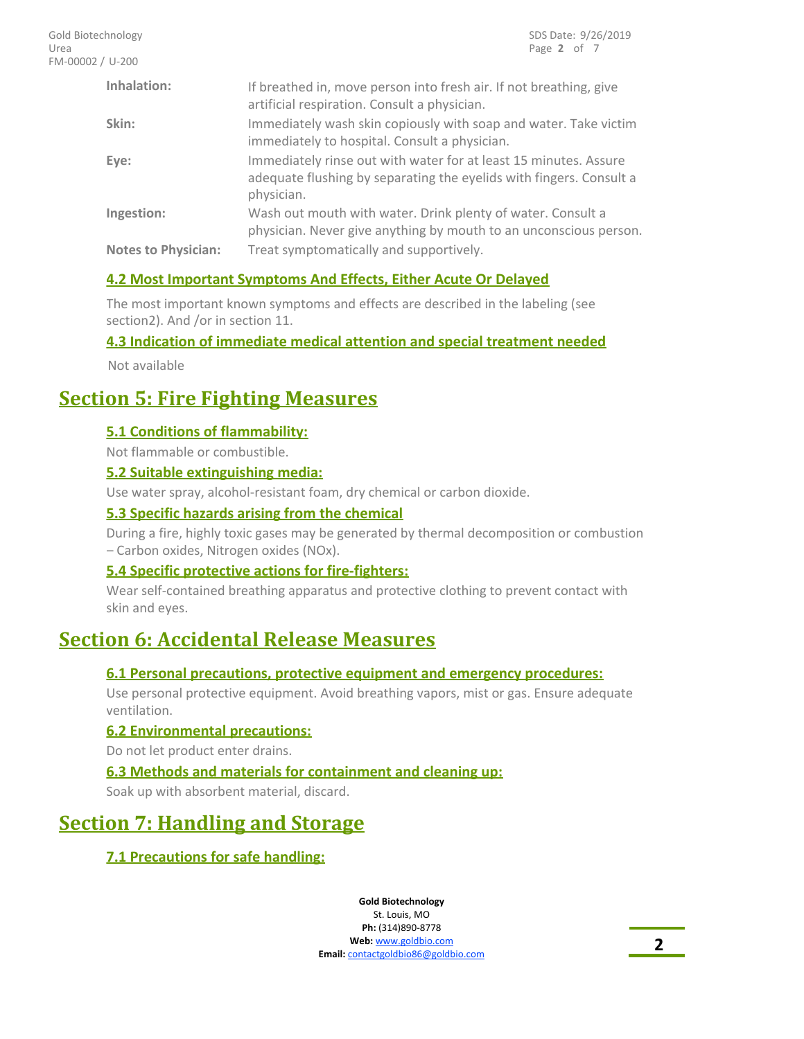**Inhalation:** If breathed in, move person into fresh air. If not breathing, give artificial respiration. Consult a physician.

**Skin:** Immediately wash skin copiously with soap and water. Take victim immediately to hospital. Consult a physician.

**Eye:** Immediately rinse out with water for at least 15 minutes. Assure adequate flushing by separating the eyelids with fingers. Consult a physician.

**Ingestion:** Wash out mouth with water. Drink plenty of water. Consult a physician. Never give anything by mouth to an unconscious person.

**Notes to Physician:** Treat symptomatically and supportively.

### 4.2 Most Important Symptoms And Effects, Either Acute Or Delayed

The most important known symptoms and effects are described in the labeling (see section2). And /or in section 11.

### 4.3 Indication of immediate medical attention and special treatment needed

Not available

## Section 5: Fire Fighting Measures

### 5.1 Conditions of flammability:

Not flammable or combustible.

### 5.2 Suitable extinguishing media:

Use water spray, alcohol-resistant foam, dry chemical or carbon dioxide.

### 5.3 Specific hazards arising from the chemical

During a fire, highly toxic gases may be generated by thermal decomposition or combustion – Carbon oxides, Nitrogen oxides (NOx).

### 5.4 Specific protective actions for fire-fighters:

Wear self-contained breathing apparatus and protective clothing to prevent contact with skin and eyes.

## Section 6: Accidental Release Measures

### 6.1 Personal precautions, protective equipment and emergency procedures:

Use personal protective equipment. Avoid breathing vapors, mist or gas. Ensure adequate ventilation.

### 6.2 Environmental precautions:

Do not let product enter drains.

### 6.3 Methods and materials for containment and cleaning up:

Soak up with absorbent material, discard.

## Section 7: Handling and Storage

### 7.1 Precautions for safe handling: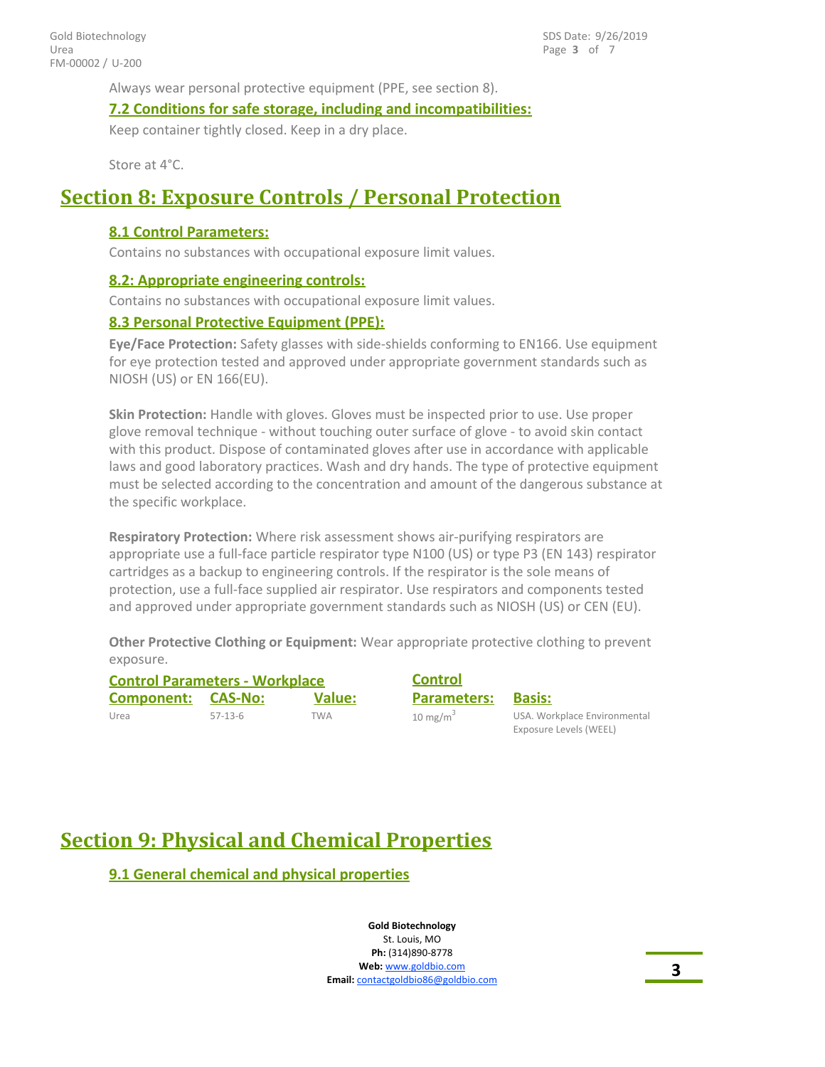Always wear personal protective equipment (PPE, see section 8).

### 7.2 Conditions for safe storage, including and incompatibilities:

Keep container tightly closed. Keep in a dry place.

Store at 4°C.

## Section 8: Exposure Controls / Personal Protection

### 8.1 Control Parameters:

Contains no substances with occupational exposure limit values.

### 8.2: Appropriate engineering controls:

Contains no substances with occupational exposure limit values.

### 8.3 Personal Protective Equipment (PPE):

**Eye/Face Protection:** Safety glasses with side-shields conforming to EN166. Use equipment for eye protection tested and approved under appropriate government standards such as NIOSH (US) or EN 166(EU).

**Skin Protection:** Handle with gloves. Gloves must be inspected prior to use. Use proper glove removal technique - without touching outer surface of glove - to avoid skin contact with this product. Dispose of contaminated gloves after use in accordance with applicable laws and good laboratory practices. Wash and dry hands. The type of protective equipment must be selected according to the concentration and amount of the dangerous substance at the specific workplace.

**Respiratory Protection:** Where risk assessment shows air-purifying respirators are appropriate use a full-face particle respirator type N100 (US) or type P3 (EN 143) respirator cartridges as a backup to engineering controls. If the respirator is the sole means of protection, use a full-face supplied air respirator. Use respirators and components tested and approved under appropriate government standards such as NIOSH (US) or CEN (EU).

**Other Protective Clothing or Equipment:** Wear appropriate protective clothing to prevent exposure.

**Control Parameters - Workplace**

| Component: | CAS-No: | Value: | Control Parameters: | Basis: |
|---|---|---|---|---|
| Urea | 57-13-6 | TWA | 10 $mg/m^3$ | USA. Workplace Environmental Exposure Levels (WEEL) |

## Section 9: Physical and Chemical Properties

### 9.1 General chemical and physical properties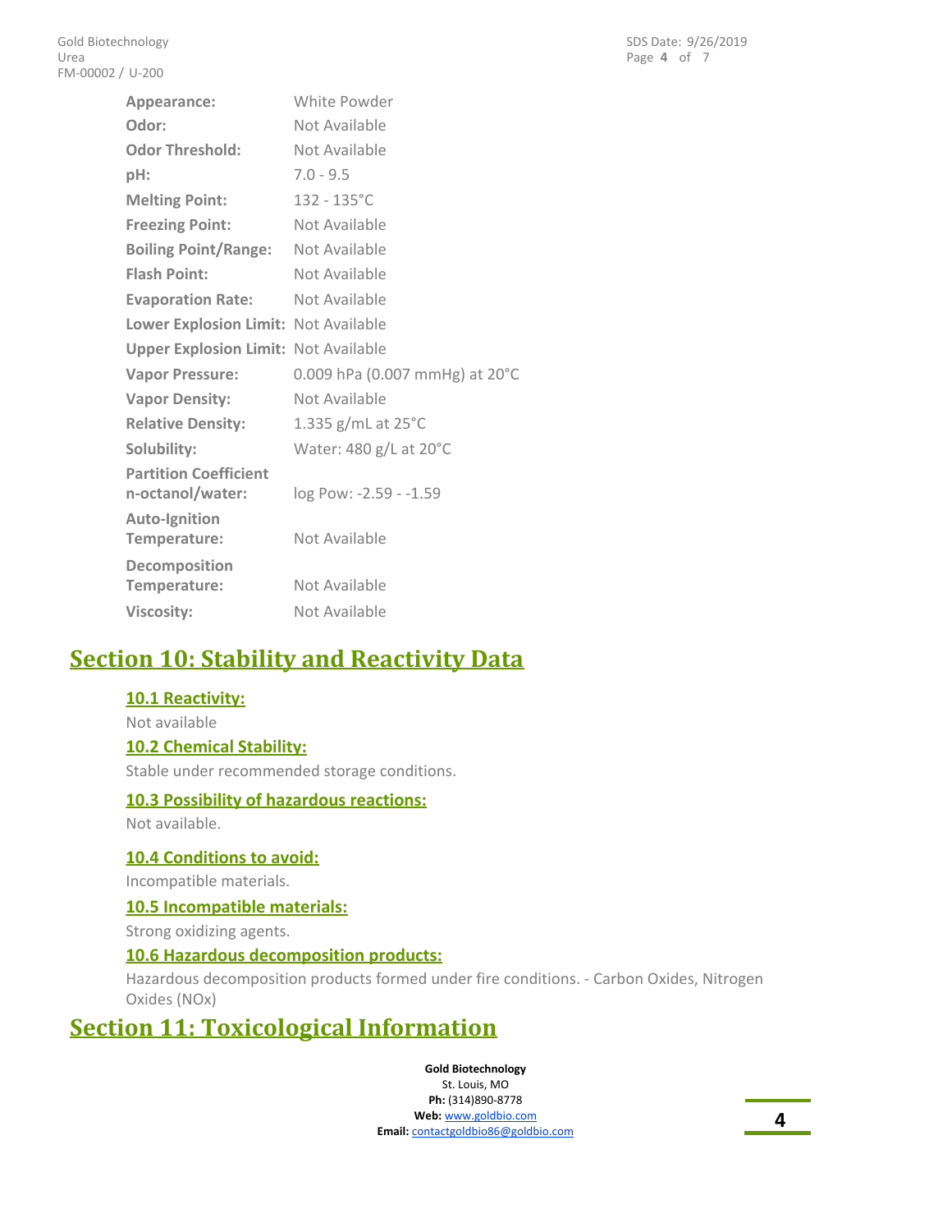| | |
|---|---|
| **Appearance:** | White Powder |
| **Odor:** | Not Available |
| **Odor Threshold:** | Not Available |
| **pH:** | 7.0 - 9.5 |
| **Melting Point:** | 132 - 135°C |
| **Freezing Point:** | Not Available |
| **Boiling Point/Range:** | Not Available |
| **Flash Point:** | Not Available |
| **Evaporation Rate:** | Not Available |
| **Lower Explosion Limit:** | Not Available |
| **Upper Explosion Limit:** | Not Available |
| **Vapor Pressure:** | 0.009 hPa (0.007 mmHg) at 20°C |
| **Vapor Density:** | Not Available |
| **Relative Density:** | 1.335 g/mL at 25°C |
| **Solubility:** | Water: 480 g/L at 20°C |
| **Partition Coefficient n-octanol/water:** | log Pow: -2.59 - -1.59 |
| **Auto-Ignition Temperature:** | Not Available |
| **Decomposition Temperature:** | Not Available |
| **Viscosity:** | Not Available |

# Section 10: Stability and Reactivity Data

### 10.1 Reactivity:

Not available

### 10.2 Chemical Stability:

Stable under recommended storage conditions.

### 10.3 Possibility of hazardous reactions:

Not available.

### 10.4 Conditions to avoid:

Incompatible materials.

### 10.5 Incompatible materials:

Strong oxidizing agents.

### 10.6 Hazardous decomposition products:

Hazardous decomposition products formed under fire conditions. - Carbon Oxides, Nitrogen Oxides (NOx)

# Section 11: Toxicological Information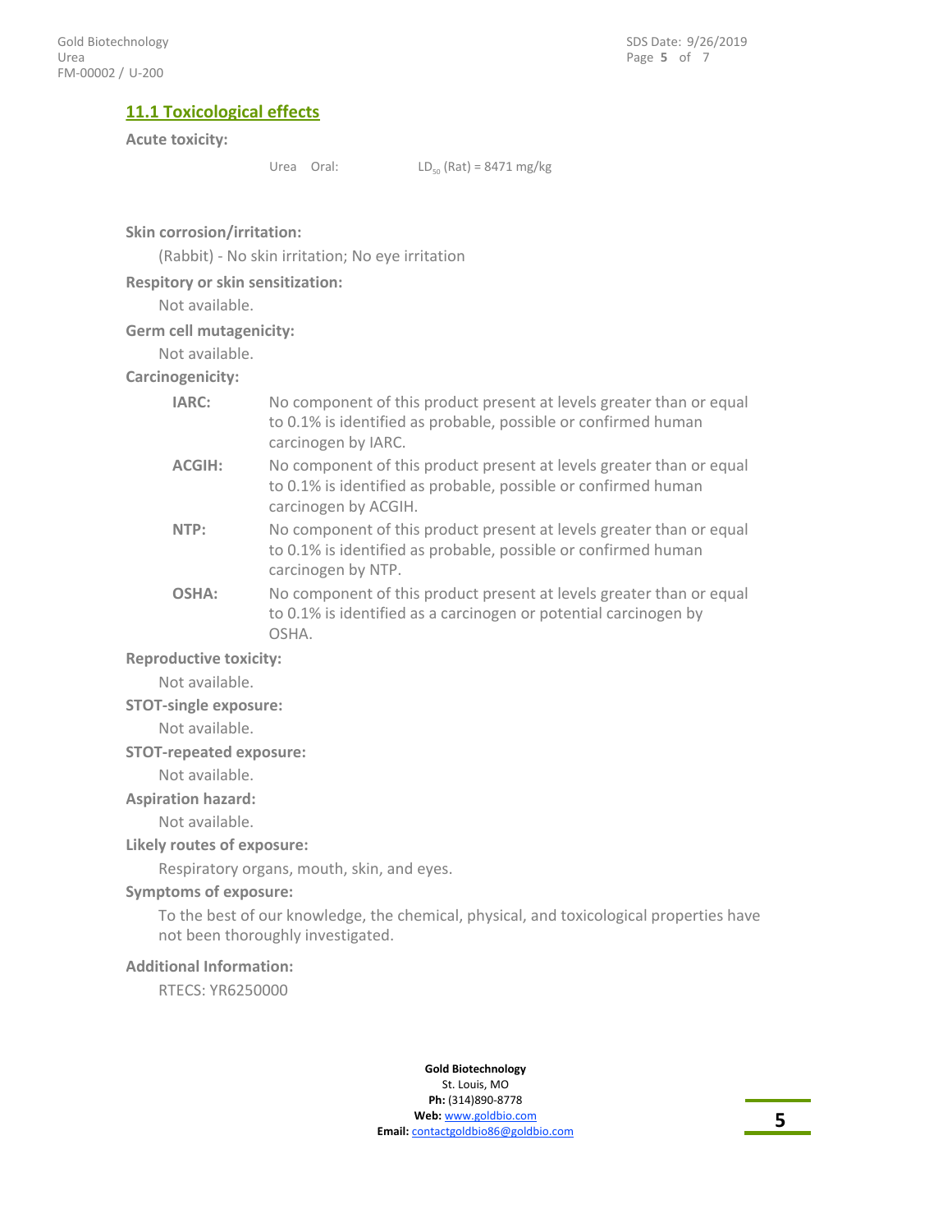## 11.1 Toxicological effects

**Acute toxicity:**

Urea Oral: $LD_{50}$ (Rat) = 8471 mg/kg

**Skin corrosion/irritation:**

(Rabbit) - No skin irritation; No eye irritation

**Respitory or skin sensitization:**

Not available.

**Germ cell mutagenicity:**

Not available.

**Carcinogenicity:**

**IARC:** No component of this product present at levels greater than or equal to 0.1% is identified as probable, possible or confirmed human carcinogen by IARC.

**ACGIH:** No component of this product present at levels greater than or equal to 0.1% is identified as probable, possible or confirmed human carcinogen by ACGIH.

**NTP:** No component of this product present at levels greater than or equal to 0.1% is identified as probable, possible or confirmed human carcinogen by NTP.

**OSHA:** No component of this product present at levels greater than or equal to 0.1% is identified as a carcinogen or potential carcinogen by OSHA.

**Reproductive toxicity:**

Not available.

**STOT-single exposure:**

Not available.

**STOT-repeated exposure:**

Not available.

**Aspiration hazard:**

Not available.

**Likely routes of exposure:**

Respiratory organs, mouth, skin, and eyes.

**Symptoms of exposure:**

To the best of our knowledge, the chemical, physical, and toxicological properties have not been thoroughly investigated.

**Additional Information:**

RTECS: YR6250000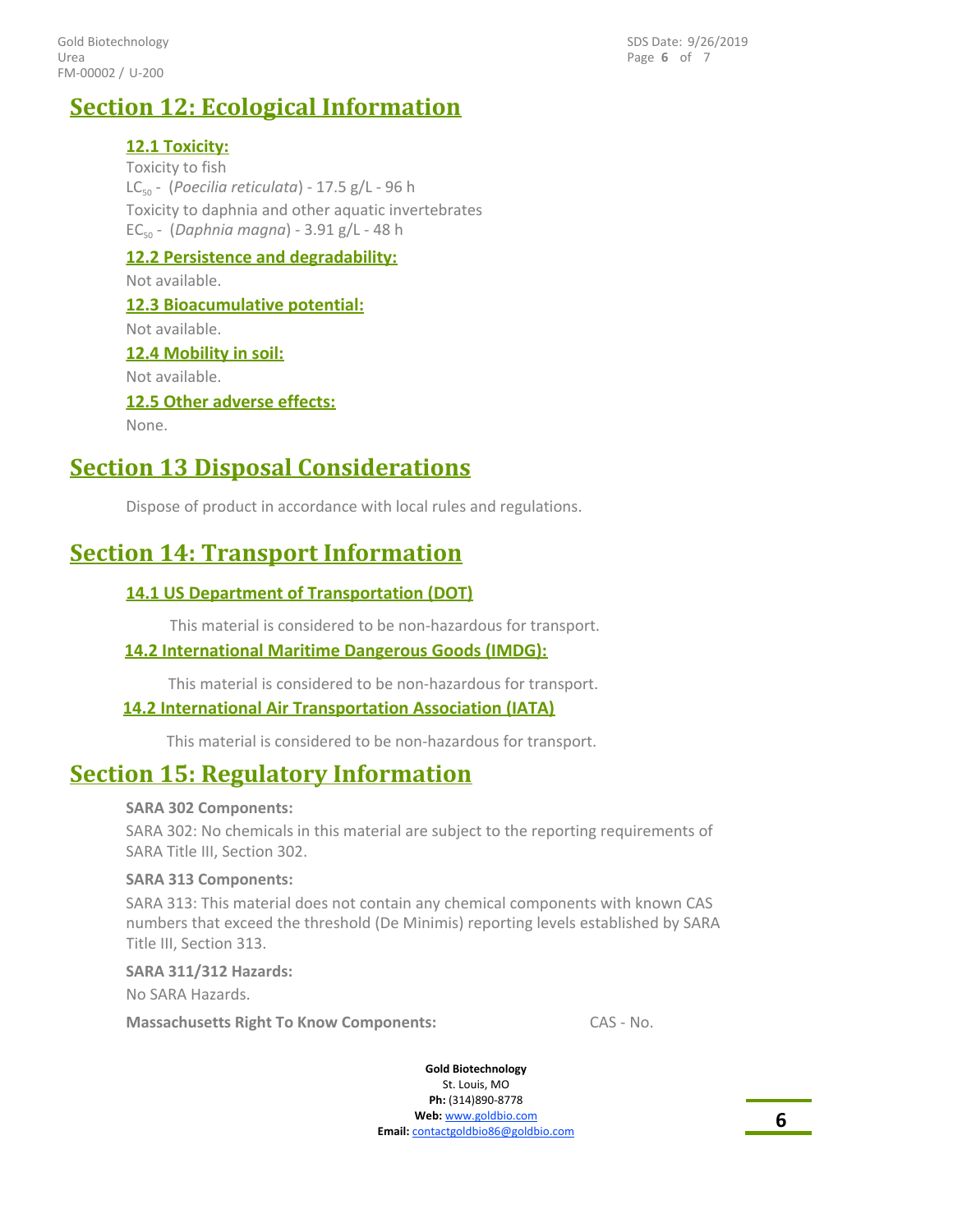## Section 12: Ecological Information

### 12.1 Toxicity:

Toxicity to fish

$LC_{50}$ - (*Poecilia reticulata*) - 17.5 g/L - 96 h

Toxicity to daphnia and other aquatic invertebrates

$EC_{50}$ - (*Daphnia magna*) - 3.91 g/L - 48 h

### 12.2 Persistence and degradability:

Not available.

### 12.3 Bioacumulative potential:

Not available.

### 12.4 Mobility in soil:

Not available.

### 12.5 Other adverse effects:

None.

## Section 13 Disposal Considerations

Dispose of product in accordance with local rules and regulations.

## Section 14: Transport Information

### 14.1 US Department of Transportation (DOT)

This material is considered to be non-hazardous for transport.

### 14.2 International Maritime Dangerous Goods (IMDG):

This material is considered to be non-hazardous for transport.

### 14.2 International Air Transportation Association (IATA)

This material is considered to be non-hazardous for transport.

## Section 15: Regulatory Information

**SARA 302 Components:**

SARA 302: No chemicals in this material are subject to the reporting requirements of SARA Title III, Section 302.

**SARA 313 Components:**

SARA 313: This material does not contain any chemical components with known CAS numbers that exceed the threshold (De Minimis) reporting levels established by SARA Title III, Section 313.

**SARA 311/312 Hazards:**

No SARA Hazards.

**Massachusetts Right To Know Components:** CAS - No.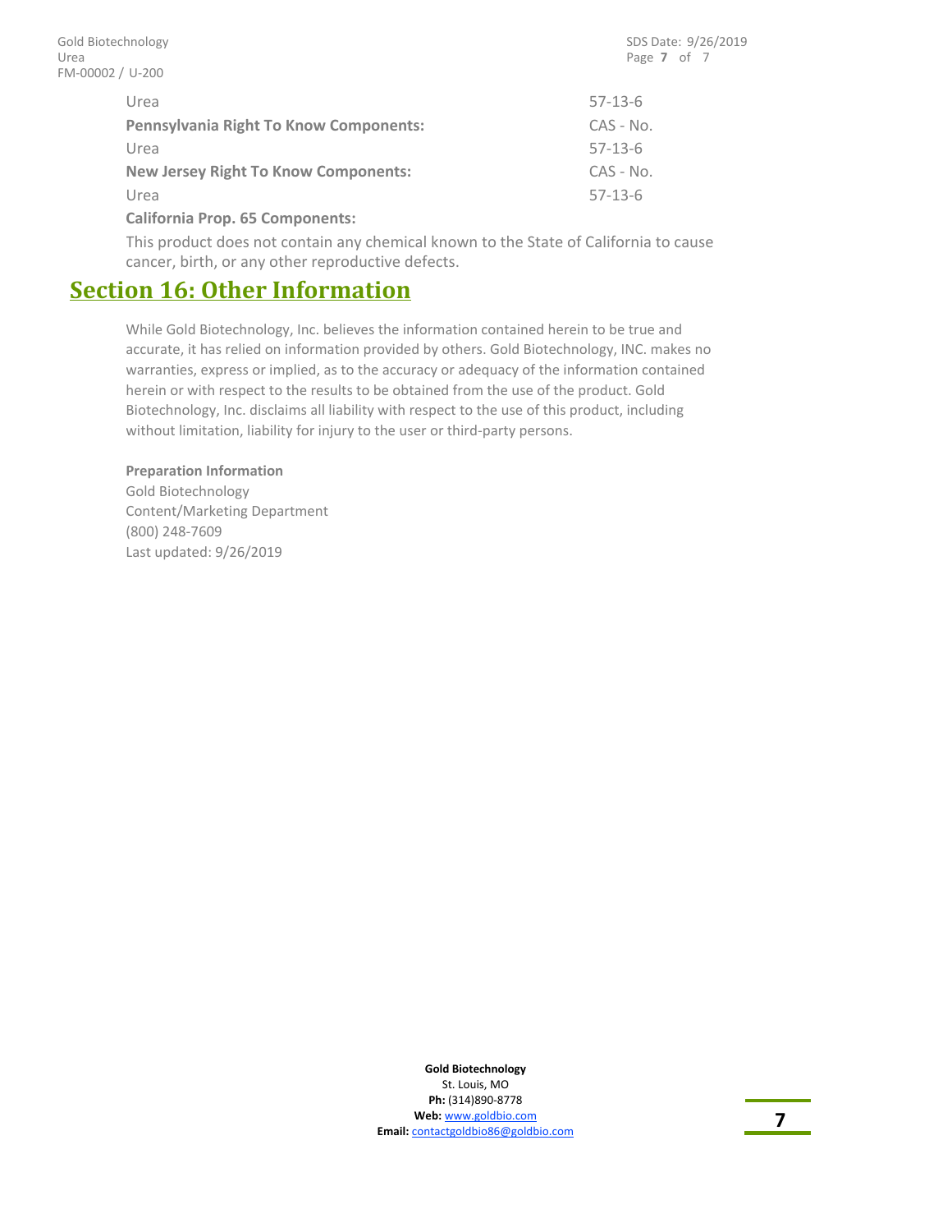| | |
|---|---|
| Urea | 57-13-6 |
| **Pennsylvania Right To Know Components:** | CAS - No. |
| Urea | 57-13-6 |
| **New Jersey Right To Know Components:** | CAS - No. |
| Urea | 57-13-6 |

**California Prop. 65 Components:**

This product does not contain any chemical known to the State of California to cause cancer, birth, or any other reproductive defects.

## Section 16: Other Information

While Gold Biotechnology, Inc. believes the information contained herein to be true and accurate, it has relied on information provided by others. Gold Biotechnology, INC. makes no warranties, express or implied, as to the accuracy or adequacy of the information contained herein or with respect to the results to be obtained from the use of the product. Gold Biotechnology, Inc. disclaims all liability with respect to the use of this product, including without limitation, liability for injury to the user or third-party persons.

**Preparation Information**
Gold Biotechnology
Content/Marketing Department
(800) 248-7609
Last updated: 9/26/2019